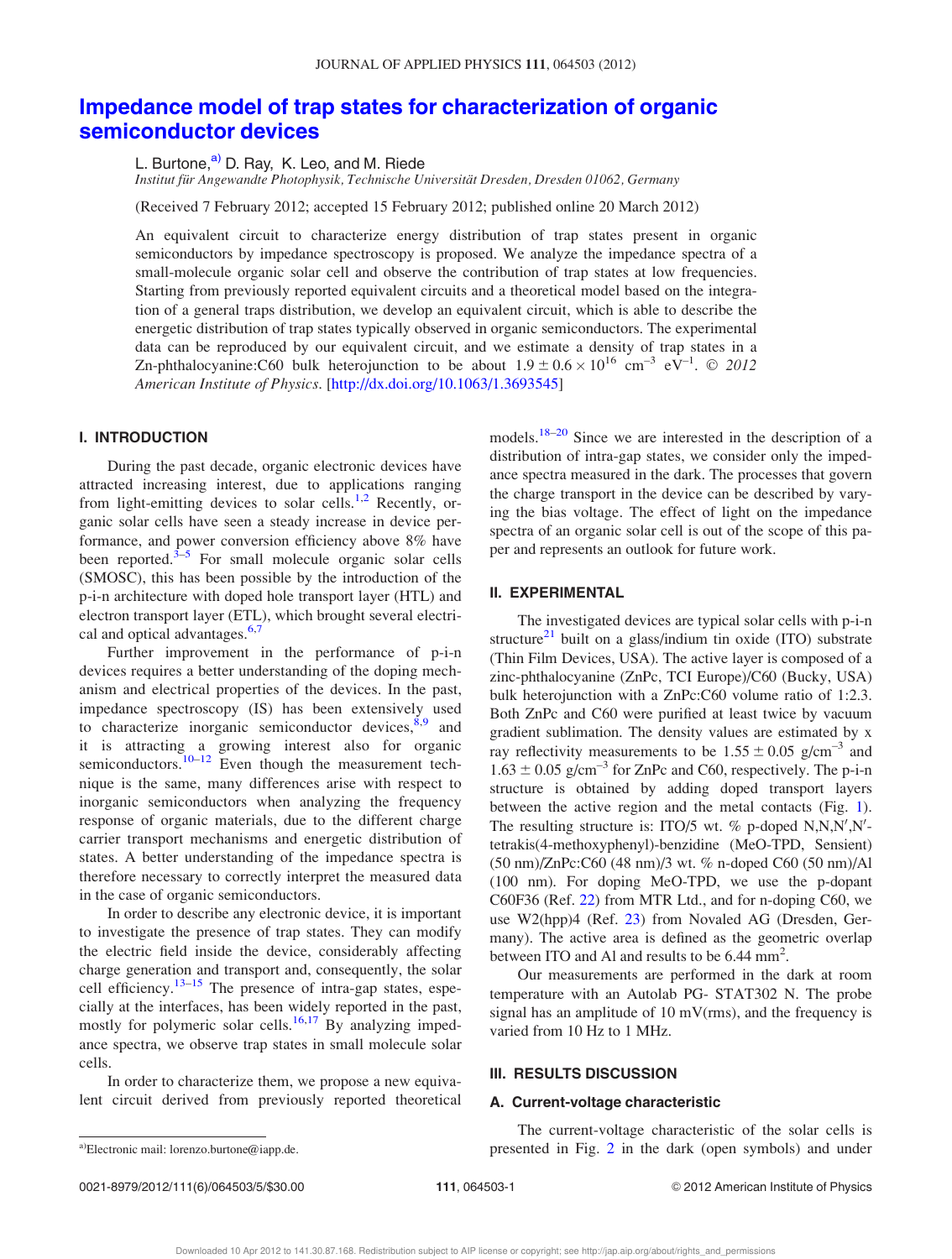# Impedance model of trap states for characterization of organic semiconductor devices

L. Burtone,[a] D. Ray, K. Leo, and M. Riede

*Institut für Angewandte Photophysik, Technische Universität Dresden, Dresden 01062, Germany*

(Received 7 February 2012; accepted 15 February 2012; published online 20 March 2012)

An equivalent circuit to characterize energy distribution of trap states present in organic semiconductors by impedance spectroscopy is proposed. We analyze the impedance spectra of a small-molecule organic solar cell and observe the contribution of trap states at low frequencies. Starting from previously reported equivalent circuits and a theoretical model based on the integration of a general traps distribution, we develop an equivalent circuit, which is able to describe the energetic distribution of trap states typically observed in organic semiconductors. The experimental data can be reproduced by our equivalent circuit, and we estimate a density of trap states in a Zn-phthalocyanine:C60 bulk heterojunction to be about $1.9 \pm 0.6 \times 10^{16}$ $cm^{-3}$ $eV^{-1}$. © *2012 American Institute of Physics*. [http://dx.doi.org/10.1063/1.3693545]

## I. INTRODUCTION

During the past decade, organic electronic devices have attracted increasing interest, due to applications ranging from light-emitting devices to solar cells.[1,2] Recently, organic solar cells have seen a steady increase in device performance, and power conversion efficiency above 8% have been reported.[3–5] For small molecule organic solar cells (SMOSC), this has been possible by the introduction of the p-i-n architecture with doped hole transport layer (HTL) and electron transport layer (ETL), which brought several electrical and optical advantages.[6,7]

Further improvement in the performance of p-i-n devices requires a better understanding of the doping mechanism and electrical properties of the devices. In the past, impedance spectroscopy (IS) has been extensively used to characterize inorganic semiconductor devices,[8,9] and it is attracting a growing interest also for organic semiconductors.[10–12] Even though the measurement technique is the same, many differences arise with respect to inorganic semiconductors when analyzing the frequency response of organic materials, due to the different charge carrier transport mechanisms and energetic distribution of states. A better understanding of the impedance spectra is therefore necessary to correctly interpret the measured data in the case of organic semiconductors.

In order to describe any electronic device, it is important to investigate the presence of trap states. They can modify the electric field inside the device, considerably affecting charge generation and transport and, consequently, the solar cell efficiency.[13–15] The presence of intra-gap states, especially at the interfaces, has been widely reported in the past, mostly for polymeric solar cells.[16,17] By analyzing impedance spectra, we observe trap states in small molecule solar cells.

In order to characterize them, we propose a new equivalent circuit derived from previously reported theoretical models.[18–20] Since we are interested in the description of a distribution of intra-gap states, we consider only the impedance spectra measured in the dark. The processes that govern the charge transport in the device can be described by varying the bias voltage. The effect of light on the impedance spectra of an organic solar cell is out of the scope of this paper and represents an outlook for future work.

## II. EXPERIMENTAL

The investigated devices are typical solar cells with p-i-n structure[21] built on a glass/indium tin oxide (ITO) substrate (Thin Film Devices, USA). The active layer is composed of a zinc-phthalocyanine (ZnPc, TCI Europe)/C60 (Bucky, USA) bulk heterojunction with a ZnPc:C60 volume ratio of 1:2.3. Both ZnPc and C60 were purified at least twice by vacuum gradient sublimation. The density values are estimated by x ray reflectivity measurements to be $1.55 \pm 0.05$ $g/cm^{-3}$ and $1.63 \pm 0.05$ $g/cm^{-3}$ for ZnPc and C60, respectively. The p-i-n structure is obtained by adding doped transport layers between the active region and the metal contacts (Fig. 1). The resulting structure is: ITO/5 wt. % p-doped N,N,N′,N′-tetrakis(4-methoxyphenyl)-benzidine (MeO-TPD, Sensient) (50 nm)/ZnPc:C60 (48 nm)/3 wt. % n-doped C60 (50 nm)/Al (100 nm). For doping MeO-TPD, we use the p-dopant C60F36 (Ref. 22) from MTR Ltd., and for n-doping C60, we use W2(hpp)4 (Ref. 23) from Novaled AG (Dresden, Germany). The active area is defined as the geometric overlap between ITO and Al and results to be 6.44 $mm^2$.

Our measurements are performed in the dark at room temperature with an Autolab PG- STAT302 N. The probe signal has an amplitude of 10 mV(rms), and the frequency is varied from 10 Hz to 1 MHz.

## III. RESULTS DISCUSSION

### A. Current-voltage characteristic

The current-voltage characteristic of the solar cells is presented in Fig. 2 in the dark (open symbols) and under

[a]Electronic mail: lorenzo.burtone@iapp.de.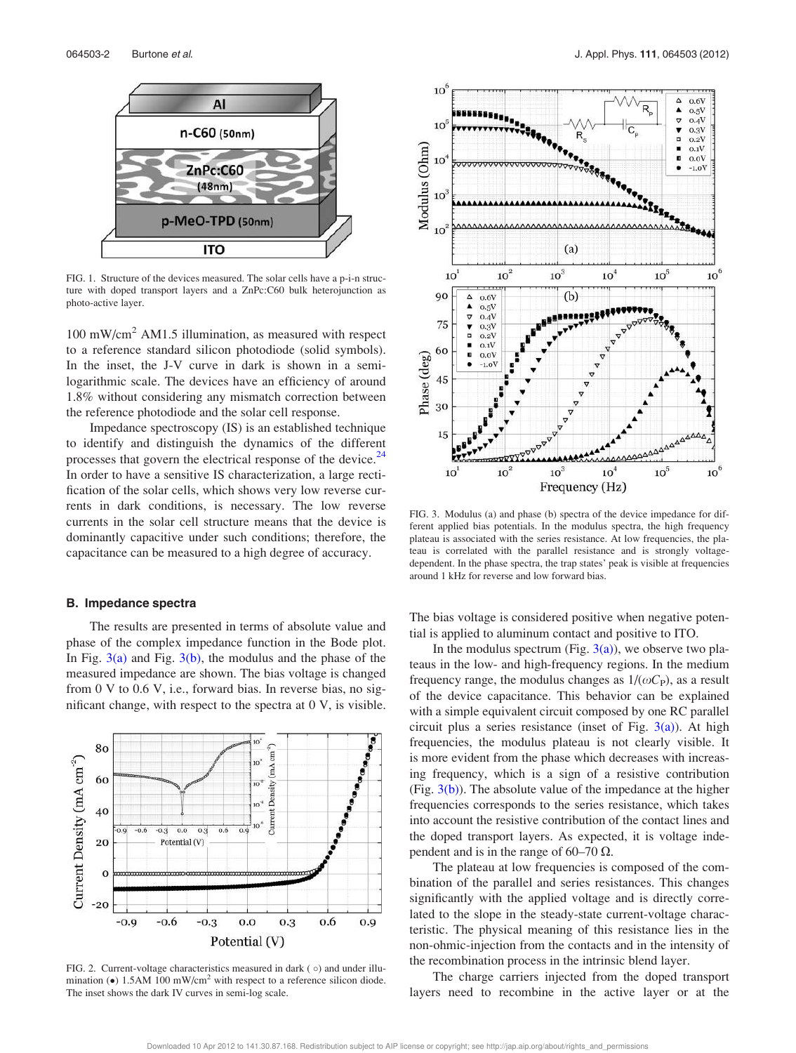FIG. 1. Structure of the devices measured. The solar cells have a p-i-n structure with doped transport layers and a ZnPc:C60 bulk heterojunction as photo-active layer.

100 mW/cm$^2$ AM1.5 illumination, as measured with respect to a reference standard silicon photodiode (solid symbols). In the inset, the J-V curve in dark is shown in a semi-logarithmic scale. The devices have an efficiency of around 1.8% without considering any mismatch correction between the reference photodiode and the solar cell response.

Impedance spectroscopy (IS) is an established technique to identify and distinguish the dynamics of the different processes that govern the electrical response of the device.[24] In order to have a sensitive IS characterization, a large rectification of the solar cells, which shows very low reverse currents in dark conditions, is necessary. The low reverse currents in the solar cell structure means that the device is dominantly capacitive under such conditions; therefore, the capacitance can be measured to a high degree of accuracy.

### B. Impedance spectra

The results are presented in terms of absolute value and phase of the complex impedance function in the Bode plot. In Fig. 3(a) and Fig. 3(b), the modulus and the phase of the measured impedance are shown. The bias voltage is changed from 0 V to 0.6 V, i.e., forward bias. In reverse bias, no significant change, with respect to the spectra at 0 V, is visible.

FIG. 2. Current-voltage characteristics measured in dark (○) and under illumination (●) 1.5AM 100 mW/cm$^2$ with respect to a reference silicon diode. The inset shows the dark IV curves in semi-log scale.

FIG. 3. Modulus (a) and phase (b) spectra of the device impedance for different applied bias potentials. In the modulus spectra, the high frequency plateau is associated with the series resistance. At low frequencies, the plateau is correlated with the parallel resistance and is strongly voltage-dependent. In the phase spectra, the trap states' peak is visible at frequencies around 1 kHz for reverse and low forward bias.

The bias voltage is considered positive when negative potential is applied to aluminum contact and positive to ITO.

In the modulus spectrum (Fig. 3(a)), we observe two plateaus in the low- and high-frequency regions. In the medium frequency range, the modulus changes as $1/(\omega C_P)$, as a result of the device capacitance. This behavior can be explained with a simple equivalent circuit composed by one RC parallel circuit plus a series resistance (inset of Fig. 3(a)). At high frequencies, the modulus plateau is not clearly visible. It is more evident from the phase which decreases with increasing frequency, which is a sign of a resistive contribution (Fig. 3(b)). The absolute value of the impedance at the higher frequencies corresponds to the series resistance, which takes into account the resistive contribution of the contact lines and the doped transport layers. As expected, it is voltage independent and is in the range of 60–70 Ω.

The plateau at low frequencies is composed of the combination of the parallel and series resistances. This changes significantly with the applied voltage and is directly correlated to the slope in the steady-state current-voltage characteristic. The physical meaning of this resistance lies in the non-ohmic-injection from the contacts and in the intensity of the recombination process in the intrinsic blend layer.

The charge carriers injected from the doped transport layers need to recombine in the active layer or at the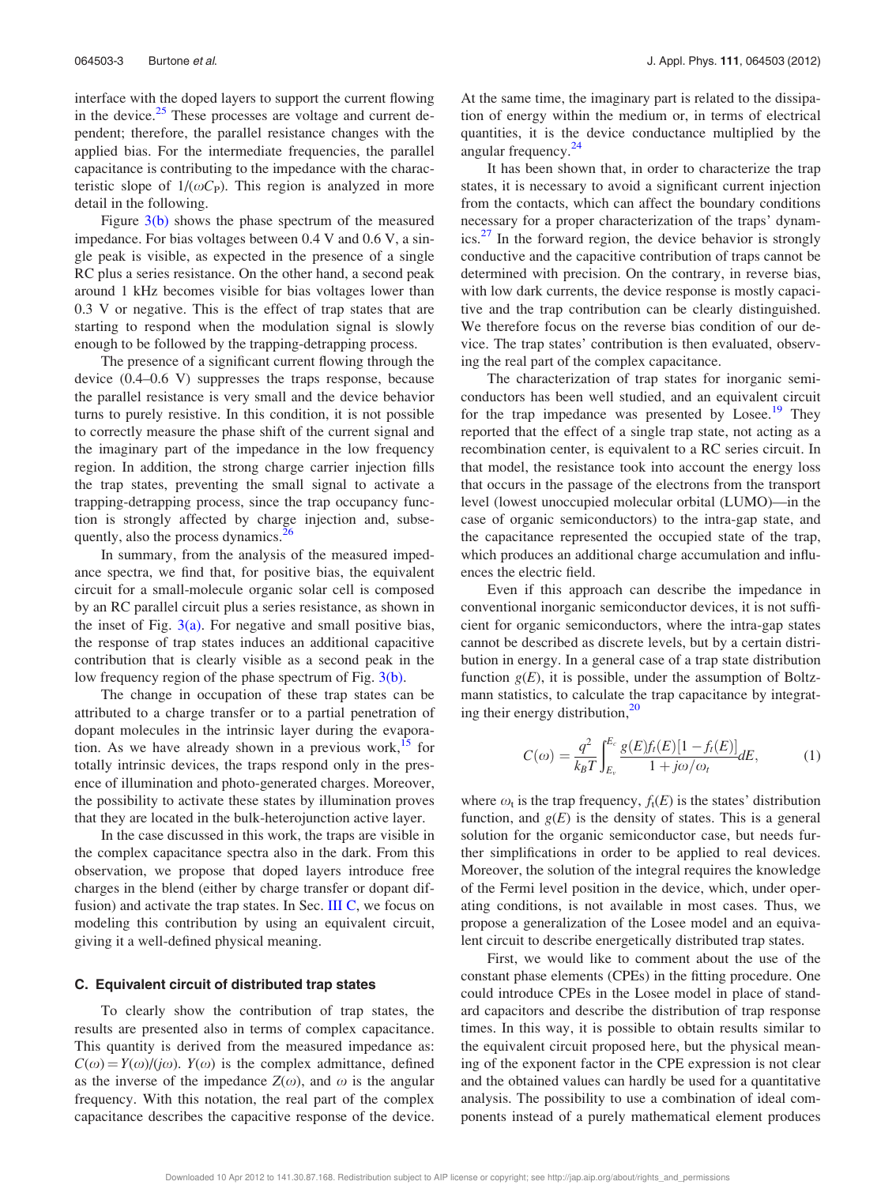interface with the doped layers to support the current flowing in the device.[25] These processes are voltage and current dependent; therefore, the parallel resistance changes with the applied bias. For the intermediate frequencies, the parallel capacitance is contributing to the impedance with the characteristic slope of $1/(\omega C_P)$. This region is analyzed in more detail in the following.

Figure 3(b) shows the phase spectrum of the measured impedance. For bias voltages between 0.4 V and 0.6 V, a single peak is visible, as expected in the presence of a single RC plus a series resistance. On the other hand, a second peak around 1 kHz becomes visible for bias voltages lower than 0.3 V or negative. This is the effect of trap states that are starting to respond when the modulation signal is slowly enough to be followed by the trapping-detrapping process.

The presence of a significant current flowing through the device (0.4–0.6 V) suppresses the traps response, because the parallel resistance is very small and the device behavior turns to purely resistive. In this condition, it is not possible to correctly measure the phase shift of the current signal and the imaginary part of the impedance in the low frequency region. In addition, the strong charge carrier injection fills the trap states, preventing the small signal to activate a trapping-detrapping process, since the trap occupancy function is strongly affected by charge injection and, subsequently, also the process dynamics.[26]

In summary, from the analysis of the measured impedance spectra, we find that, for positive bias, the equivalent circuit for a small-molecule organic solar cell is composed by an RC parallel circuit plus a series resistance, as shown in the inset of Fig. 3(a). For negative and small positive bias, the response of trap states induces an additional capacitive contribution that is clearly visible as a second peak in the low frequency region of the phase spectrum of Fig. 3(b).

The change in occupation of these trap states can be attributed to a charge transfer or to a partial penetration of dopant molecules in the intrinsic layer during the evaporation. As we have already shown in a previous work,[15] for totally intrinsic devices, the traps respond only in the presence of illumination and photo-generated charges. Moreover, the possibility to activate these states by illumination proves that they are located in the bulk-heterojunction active layer.

In the case discussed in this work, the traps are visible in the complex capacitance spectra also in the dark. From this observation, we propose that doped layers introduce free charges in the blend (either by charge transfer or dopant diffusion) and activate the trap states. In Sec. III C, we focus on modeling this contribution by using an equivalent circuit, giving it a well-defined physical meaning.

### C. Equivalent circuit of distributed trap states

To clearly show the contribution of trap states, the results are presented also in terms of complex capacitance. This quantity is derived from the measured impedance as: $C(\omega) = Y(\omega)/(j\omega)$. $Y(\omega)$ is the complex admittance, defined as the inverse of the impedance $Z(\omega)$, and $\omega$ is the angular frequency. With this notation, the real part of the complex capacitance describes the capacitive response of the device. At the same time, the imaginary part is related to the dissipation of energy within the medium or, in terms of electrical quantities, it is the device conductance multiplied by the angular frequency.[24]

It has been shown that, in order to characterize the trap states, it is necessary to avoid a significant current injection from the contacts, which can affect the boundary conditions necessary for a proper characterization of the traps' dynamics.[27] In the forward region, the device behavior is strongly conductive and the capacitive contribution of traps cannot be determined with precision. On the contrary, in reverse bias, with low dark currents, the device response is mostly capacitive and the trap contribution can be clearly distinguished. We therefore focus on the reverse bias condition of our device. The trap states' contribution is then evaluated, observing the real part of the complex capacitance.

The characterization of trap states for inorganic semiconductors has been well studied, and an equivalent circuit for the trap impedance was presented by Losee.[19] They reported that the effect of a single trap state, not acting as a recombination center, is equivalent to a RC series circuit. In that model, the resistance took into account the energy loss that occurs in the passage of the electrons from the transport level (lowest unoccupied molecular orbital (LUMO)—in the case of organic semiconductors) to the intra-gap state, and the capacitance represented the occupied state of the trap, which produces an additional charge accumulation and influences the electric field.

Even if this approach can describe the impedance in conventional inorganic semiconductor devices, it is not sufficient for organic semiconductors, where the intra-gap states cannot be described as discrete levels, but by a certain distribution in energy. In a general case of a trap state distribution function $g(E)$, it is possible, under the assumption of Boltzmann statistics, to calculate the trap capacitance by integrating their energy distribution,[20]

$$C(\omega) = \frac{q^2}{k_B T} \int_{E_v}^{E_c} \frac{g(E) f_t(E) [1 - f_t(E)]}{1 + j\omega/\omega_t} dE, \tag{1}$$

where $\omega_t$ is the trap frequency, $f_t(E)$ is the states' distribution function, and $g(E)$ is the density of states. This is a general solution for the organic semiconductor case, but needs further simplifications in order to be applied to real devices. Moreover, the solution of the integral requires the knowledge of the Fermi level position in the device, which, under operating conditions, is not available in most cases. Thus, we propose a generalization of the Losee model and an equivalent circuit to describe energetically distributed trap states.

First, we would like to comment about the use of the constant phase elements (CPEs) in the fitting procedure. One could introduce CPEs in the Losee model in place of standard capacitors and describe the distribution of trap response times. In this way, it is possible to obtain results similar to the equivalent circuit proposed here, but the physical meaning of the exponent factor in the CPE expression is not clear and the obtained values can hardly be used for a quantitative analysis. The possibility to use a combination of ideal components instead of a purely mathematical element produces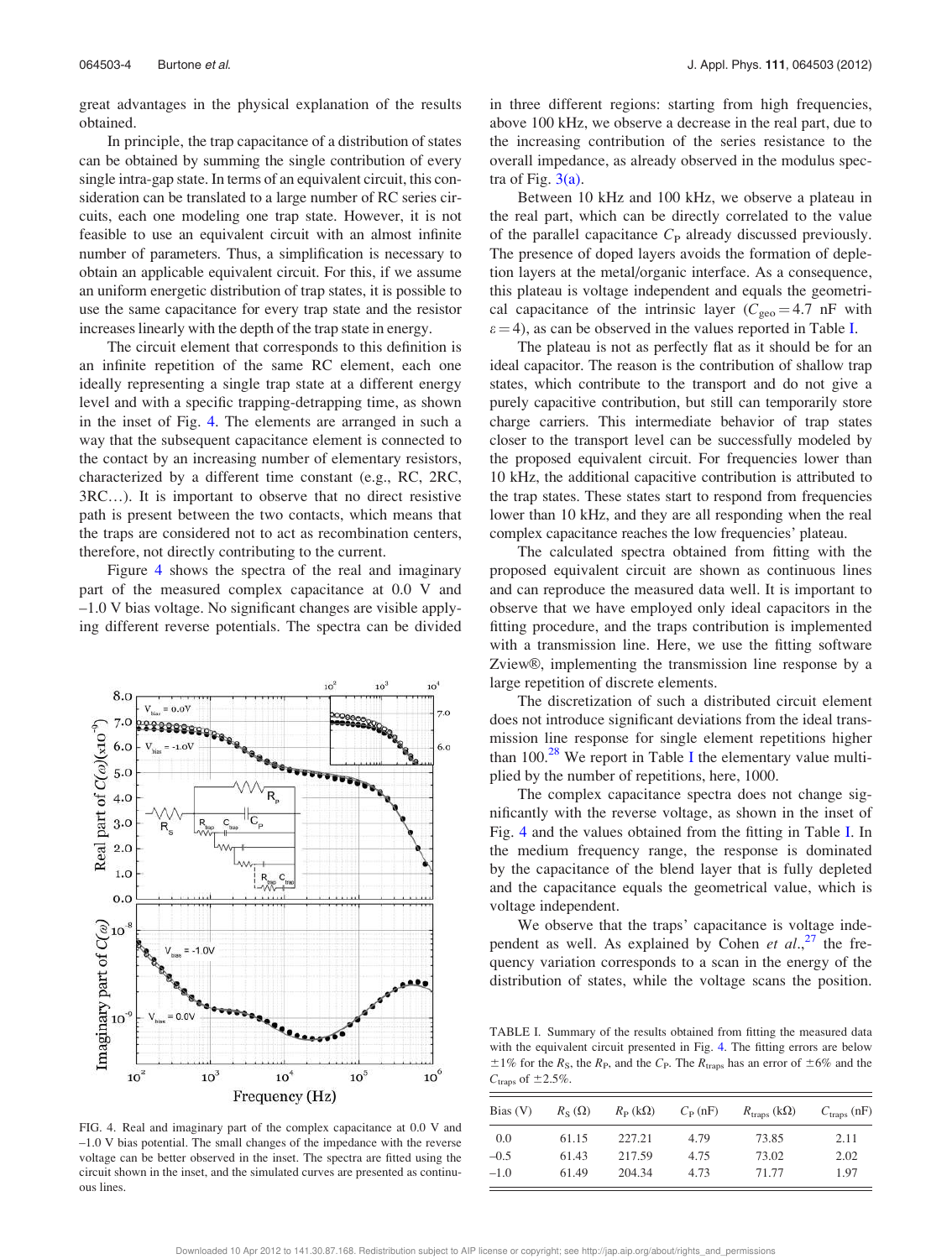great advantages in the physical explanation of the results obtained.

In principle, the trap capacitance of a distribution of states can be obtained by summing the single contribution of every single intra-gap state. In terms of an equivalent circuit, this consideration can be translated to a large number of RC series circuits, each one modeling one trap state. However, it is not feasible to use an equivalent circuit with an almost infinite number of parameters. Thus, a simplification is necessary to obtain an applicable equivalent circuit. For this, if we assume an uniform energetic distribution of trap states, it is possible to use the same capacitance for every trap state and the resistor increases linearly with the depth of the trap state in energy.

The circuit element that corresponds to this definition is an infinite repetition of the same RC element, each one ideally representing a single trap state at a different energy level and with a specific trapping-detrapping time, as shown in the inset of Fig. 4. The elements are arranged in such a way that the subsequent capacitance element is connected to the contact by an increasing number of elementary resistors, characterized by a different time constant (e.g., RC, 2RC, 3RC…). It is important to observe that no direct resistive path is present between the two contacts, which means that the traps are considered not to act as recombination centers, therefore, not directly contributing to the current.

Figure 4 shows the spectra of the real and imaginary part of the measured complex capacitance at 0.0 V and –1.0 V bias voltage. No significant changes are visible applying different reverse potentials. The spectra can be divided in three different regions: starting from high frequencies, above 100 kHz, we observe a decrease in the real part, due to the increasing contribution of the series resistance to the overall impedance, as already observed in the modulus spectra of Fig. 3(a).

FIG. 4. Real and imaginary part of the complex capacitance at 0.0 V and –1.0 V bias potential. The small changes of the impedance with the reverse voltage can be better observed in the inset. The spectra are fitted using the circuit shown in the inset, and the simulated curves are presented as continuous lines.

Between 10 kHz and 100 kHz, we observe a plateau in the real part, which can be directly correlated to the value of the parallel capacitance $C_P$ already discussed previously. The presence of doped layers avoids the formation of depletion layers at the metal/organic interface. As a consequence, this plateau is voltage independent and equals the geometrical capacitance of the intrinsic layer ($C_{geo} = 4.7$ nF with $\varepsilon = 4$), as can be observed in the values reported in Table I.

The plateau is not as perfectly flat as it should be for an ideal capacitor. The reason is the contribution of shallow trap states, which contribute to the transport and do not give a purely capacitive contribution, but still can temporarily store charge carriers. This intermediate behavior of trap states closer to the transport level can be successfully modeled by the proposed equivalent circuit. For frequencies lower than 10 kHz, the additional capacitive contribution is attributed to the trap states. These states start to respond from frequencies lower than 10 kHz, and they are all responding when the real complex capacitance reaches the low frequencies' plateau.

The calculated spectra obtained from fitting with the proposed equivalent circuit are shown as continuous lines and can reproduce the measured data well. It is important to observe that we have employed only ideal capacitors in the fitting procedure, and the traps contribution is implemented with a transmission line. Here, we use the fitting software Zview®, implementing the transmission line response by a large repetition of discrete elements.

The discretization of such a distributed circuit element does not introduce significant deviations from the ideal transmission line response for single element repetitions higher than 100.[28] We report in Table I the elementary value multiplied by the number of repetitions, here, 1000.

The complex capacitance spectra does not change significantly with the reverse voltage, as shown in the inset of Fig. 4 and the values obtained from the fitting in Table I. In the medium frequency range, the response is dominated by the capacitance of the blend layer that is fully depleted and the capacitance equals the geometrical value, which is voltage independent.

We observe that the traps' capacitance is voltage independent as well. As explained by Cohen *et al.*,[27] the frequency variation corresponds to a scan in the energy of the distribution of states, while the voltage scans the position.

TABLE I. Summary of the results obtained from fitting the measured data with the equivalent circuit presented in Fig. 4. The fitting errors are below ±1% for the $R_S$, the $R_P$, and the $C_P$. The $R_{traps}$ has an error of ±6% and the $C_{traps}$ of ±2.5%.

| Bias (V) | $R_S$ (Ω) | $R_P$ (kΩ) | $C_P$ (nF) | $R_{traps}$ (kΩ) | $C_{traps}$ (nF) |
|---|---|---|---|---|---|
| 0.0 | 61.15 | 227.21 | 4.79 | 73.85 | 2.11 |
| –0.5 | 61.43 | 217.59 | 4.75 | 73.02 | 2.02 |
| –1.0 | 61.49 | 204.34 | 4.73 | 71.77 | 1.97 |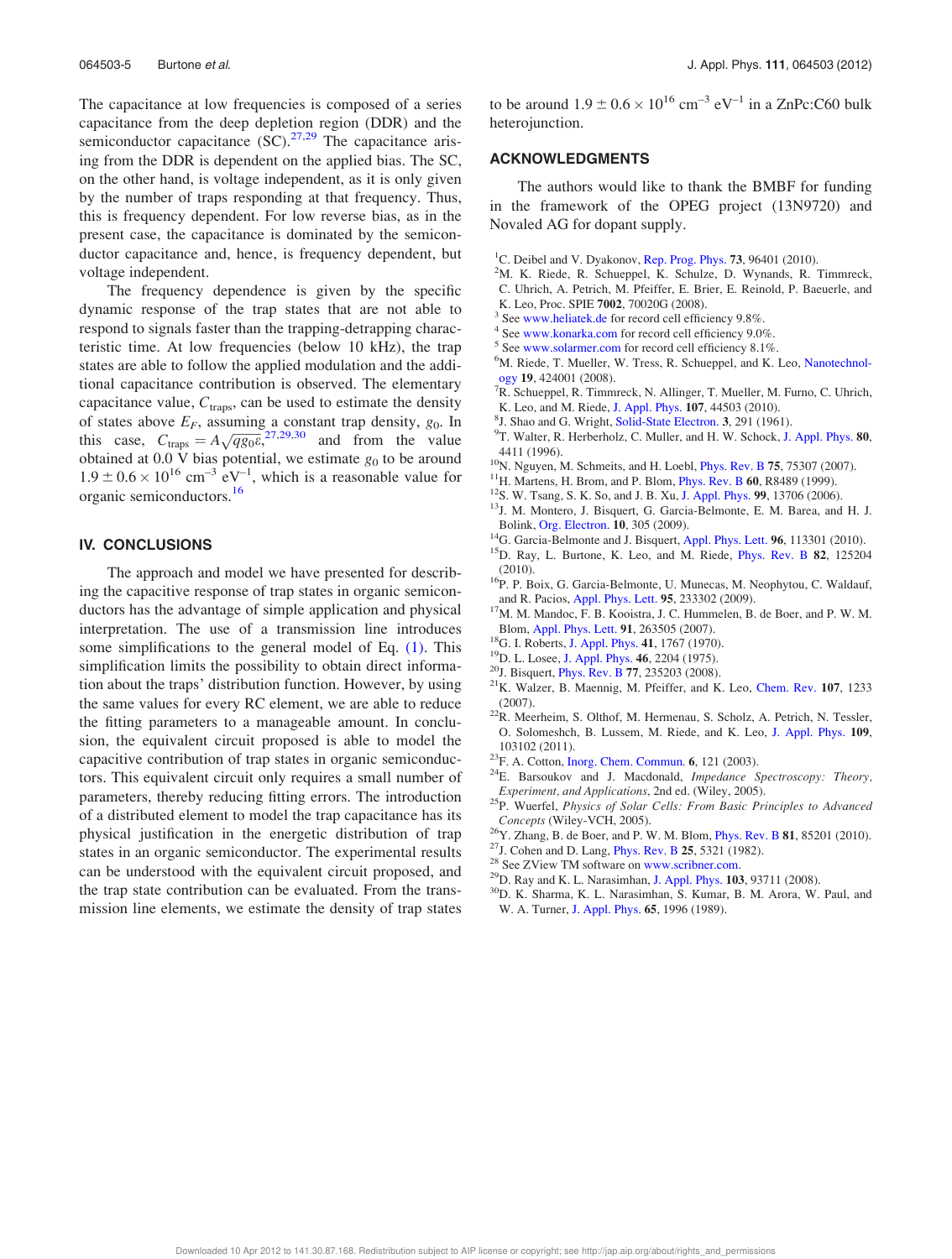The capacitance at low frequencies is composed of a series capacitance from the deep depletion region (DDR) and the semiconductor capacitance (SC).[27,29] The capacitance arising from the DDR is dependent on the applied bias. The SC, on the other hand, is voltage independent, as it is only given by the number of traps responding at that frequency. Thus, this is frequency dependent. For low reverse bias, as in the present case, the capacitance is dominated by the semiconductor capacitance and, hence, is frequency dependent, but voltage independent.

The frequency dependence is given by the specific dynamic response of the trap states that are not able to respond to signals faster than the trapping-detrapping characteristic time. At low frequencies (below 10 kHz), the trap states are able to follow the applied modulation and the additional capacitance contribution is observed. The elementary capacitance value, $C_{traps}$, can be used to estimate the density of states above $E_F$, assuming a constant trap density, $g_0$. In this case, $C_{traps} = A\sqrt{qg_0\varepsilon}$,[27,29,30] and from the value obtained at 0.0 V bias potential, we estimate $g_0$ to be around $1.9 \pm 0.6 \times 10^{16}$ cm$^{-3}$ eV$^{-1}$, which is a reasonable value for organic semiconductors.[16]

## IV. CONCLUSIONS

The approach and model we have presented for describing the capacitive response of trap states in organic semiconductors has the advantage of simple application and physical interpretation. The use of a transmission line introduces some simplifications to the general model of Eq. (1). This simplification limits the possibility to obtain direct information about the traps' distribution function. However, by using the same values for every RC element, we are able to reduce the fitting parameters to a manageable amount. In conclusion, the equivalent circuit proposed is able to model the capacitive contribution of trap states in organic semiconductors. This equivalent circuit only requires a small number of parameters, thereby reducing fitting errors. The introduction of a distributed element to model the trap capacitance has its physical justification in the energetic distribution of trap states in an organic semiconductor. The experimental results can be understood with the equivalent circuit proposed, and the trap state contribution can be evaluated. From the transmission line elements, we estimate the density of trap states to be around $1.9 \pm 0.6 \times 10^{16}$ cm$^{-3}$ eV$^{-1}$ in a ZnPc:C60 bulk heterojunction.

## ACKNOWLEDGMENTS

The authors would like to thank the BMBF for funding in the framework of the OPEG project (13N9720) and Novaled AG for dopant supply.

[1] C. Deibel and V. Dyakonov, Rep. Prog. Phys. **73**, 96401 (2010).
[2] M. K. Riede, R. Schueppel, K. Schulze, D. Wynands, R. Timmreck, C. Uhrich, A. Petrich, M. Pfeiffer, E. Brier, E. Reinold, P. Baeuerle, and K. Leo, Proc. SPIE **7002**, 70020G (2008).
[3] See www.heliatek.de for record cell efficiency 9.8%.
[4] See www.konarka.com for record cell efficiency 9.0%.
[5] See www.solarmer.com for record cell efficiency 8.1%.
[6] M. Riede, T. Mueller, W. Tress, R. Schueppel, and K. Leo, Nanotechnology **19**, 424001 (2008).
[7] R. Schueppel, R. Timmreck, N. Allinger, T. Mueller, M. Furno, C. Uhrich, K. Leo, and M. Riede, J. Appl. Phys. **107**, 44503 (2010).
[8] J. Shao and G. Wright, Solid-State Electron. **3**, 291 (1961).
[9] T. Walter, R. Herberholz, C. Muller, and H. W. Schock, J. Appl. Phys. **80**, 4411 (1996).
[10] N. Nguyen, M. Schmeits, and H. Loebl, Phys. Rev. B **75**, 75307 (2007).
[11] H. Martens, H. Brom, and P. Blom, Phys. Rev. B **60**, R8489 (1999).
[12] S. W. Tsang, S. K. So, and J. B. Xu, J. Appl. Phys. **99**, 13706 (2006).
[13] J. M. Montero, J. Bisquert, G. Garcia-Belmonte, E. M. Barea, and H. J. Bolink, Org. Electron. **10**, 305 (2009).
[14] G. Garcia-Belmonte and J. Bisquert, Appl. Phys. Lett. **96**, 113301 (2010).
[15] D. Ray, L. Burtone, K. Leo, and M. Riede, Phys. Rev. B **82**, 125204 (2010).
[16] P. P. Boix, G. Garcia-Belmonte, U. Munecas, M. Neophytou, C. Waldauf, and R. Pacios, Appl. Phys. Lett. **95**, 233302 (2009).
[17] M. M. Mandoc, F. B. Kooistra, J. C. Hummelen, B. de Boer, and P. W. M. Blom, Appl. Phys. Lett. **91**, 263505 (2007).
[18] G. I. Roberts, J. Appl. Phys. **41**, 1767 (1970).
[19] D. L. Losee, J. Appl. Phys. **46**, 2204 (1975).
[20] J. Bisquert, Phys. Rev. B **77**, 235203 (2008).
[21] K. Walzer, B. Maennig, M. Pfeiffer, and K. Leo, Chem. Rev. **107**, 1233 (2007).
[22] R. Meerheim, S. Olthof, M. Hermenau, S. Scholz, A. Petrich, N. Tessler, O. Solomeshch, B. Lussem, M. Riede, and K. Leo, J. Appl. Phys. **109**, 103102 (2011).
[23] F. A. Cotton, Inorg. Chem. Commun. **6**, 121 (2003).
[24] E. Barsoukov and J. Macdonald, *Impedance Spectroscopy: Theory, Experiment, and Applications*, 2nd ed. (Wiley, 2005).
[25] P. Wuerfel, *Physics of Solar Cells: From Basic Principles to Advanced Concepts* (Wiley-VCH, 2005).
[26] Y. Zhang, B. de Boer, and P. W. M. Blom, Phys. Rev. B **81**, 85201 (2010).
[27] J. Cohen and D. Lang, Phys. Rev. B **25**, 5321 (1982).
[28] See ZView TM software on www.scribner.com.
[29] D. Ray and K. L. Narasimhan, J. Appl. Phys. **103**, 93711 (2008).
[30] D. K. Sharma, K. L. Narasimhan, S. Kumar, B. M. Arora, W. Paul, and W. A. Turner, J. Appl. Phys. **65**, 1996 (1989).